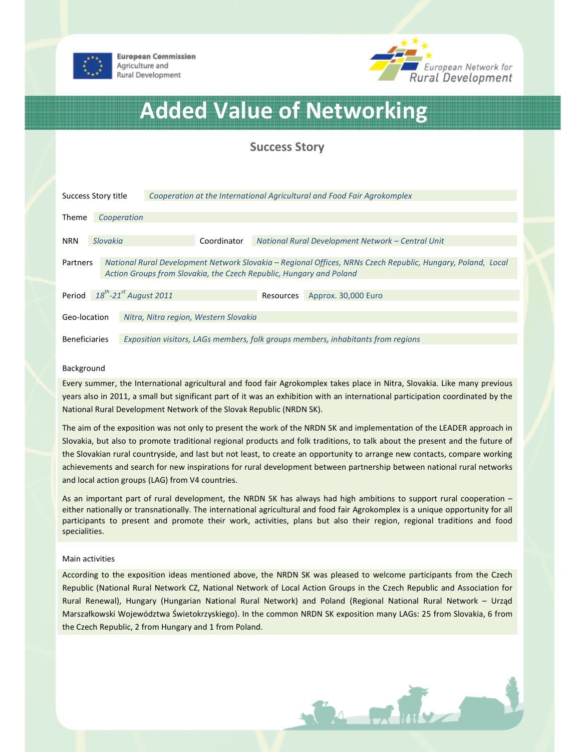European Commission
Agriculture and
Rural Development

European Network for
Rural Development

# Added Value of Networking

## Success Story

| | |
|---|---|
| Success Story title | *Cooperation at the International Agricultural and Food Fair Agrokomplex* |
| Theme | *Cooperation* |
| NRN | *Slovakia* |
| Coordinator | *National Rural Development Network – Central Unit* |
| Partners | *National Rural Development Network Slovakia – Regional Offices, NRNs Czech Republic, Hungary, Poland, Local Action Groups from Slovakia, the Czech Republic, Hungary and Poland* |
| Period | *18th-21st August 2011* |
| Resources | Approx. 30,000 Euro |
| Geo-location | *Nitra, Nitra region, Western Slovakia* |
| Beneficiaries | *Exposition visitors, LAGs members, folk groups members, inhabitants from regions* |

### Background

Every summer, the International agricultural and food fair Agrokomplex takes place in Nitra, Slovakia. Like many previous years also in 2011, a small but significant part of it was an exhibition with an international participation coordinated by the National Rural Development Network of the Slovak Republic (NRDN SK).

The aim of the exposition was not only to present the work of the NRDN SK and implementation of the LEADER approach in Slovakia, but also to promote traditional regional products and folk traditions, to talk about the present and the future of the Slovakian rural countryside, and last but not least, to create an opportunity to arrange new contacts, compare working achievements and search for new inspirations for rural development between partnership between national rural networks and local action groups (LAG) from V4 countries.

As an important part of rural development, the NRDN SK has always had high ambitions to support rural cooperation – either nationally or transnationally. The international agricultural and food fair Agrokomplex is a unique opportunity for all participants to present and promote their work, activities, plans but also their region, regional traditions and food specialities.

### Main activities

According to the exposition ideas mentioned above, the NRDN SK was pleased to welcome participants from the Czech Republic (National Rural Network CZ, National Network of Local Action Groups in the Czech Republic and Association for Rural Renewal), Hungary (Hungarian National Rural Network) and Poland (Regional National Rural Network – Urząd Marszałkowski Województwa Świetokrzyskiego). In the common NRDN SK exposition many LAGs: 25 from Slovakia, 6 from the Czech Republic, 2 from Hungary and 1 from Poland.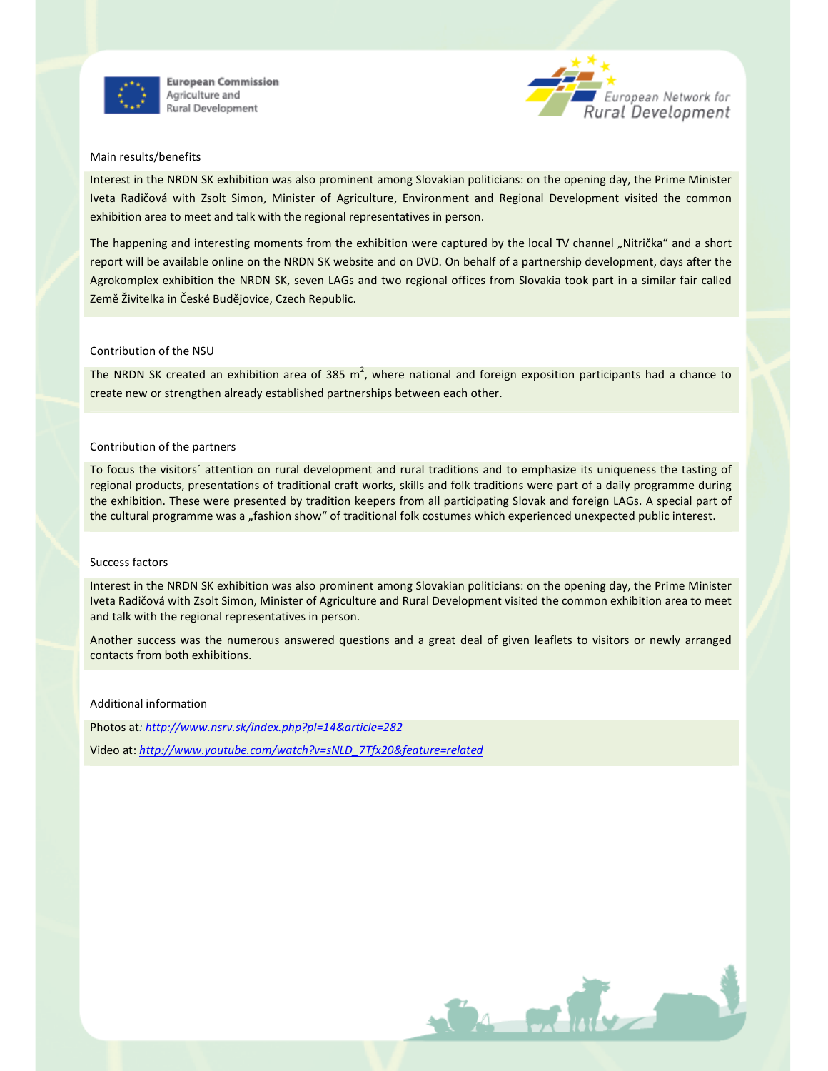## Main results/benefits

Interest in the NRDN SK exhibition was also prominent among Slovakian politicians: on the opening day, the Prime Minister Iveta Radičová with Zsolt Simon, Minister of Agriculture, Environment and Regional Development visited the common exhibition area to meet and talk with the regional representatives in person.

The happening and interesting moments from the exhibition were captured by the local TV channel „Nitrička" and a short report will be available online on the NRDN SK website and on DVD. On behalf of a partnership development, days after the Agrokomplex exhibition the NRDN SK, seven LAGs and two regional offices from Slovakia took part in a similar fair called Země Živitelka in České Budějovice, Czech Republic.

## Contribution of the NSU

The NRDN SK created an exhibition area of 385 $m^2$, where national and foreign exposition participants had a chance to create new or strengthen already established partnerships between each other.

## Contribution of the partners

To focus the visitors´ attention on rural development and rural traditions and to emphasize its uniqueness the tasting of regional products, presentations of traditional craft works, skills and folk traditions were part of a daily programme during the exhibition. These were presented by tradition keepers from all participating Slovak and foreign LAGs. A special part of the cultural programme was a „fashion show" of traditional folk costumes which experienced unexpected public interest.

## Success factors

Interest in the NRDN SK exhibition was also prominent among Slovakian politicians: on the opening day, the Prime Minister Iveta Radičová with Zsolt Simon, Minister of Agriculture and Rural Development visited the common exhibition area to meet and talk with the regional representatives in person.

Another success was the numerous answered questions and a great deal of given leaflets to visitors or newly arranged contacts from both exhibitions.

## Additional information

Photos at*:* *http://www.nsrv.sk/index.php?pl=14&article=282*

Video at: *http://www.youtube.com/watch?v=sNLD_7Tfx20&feature=related*